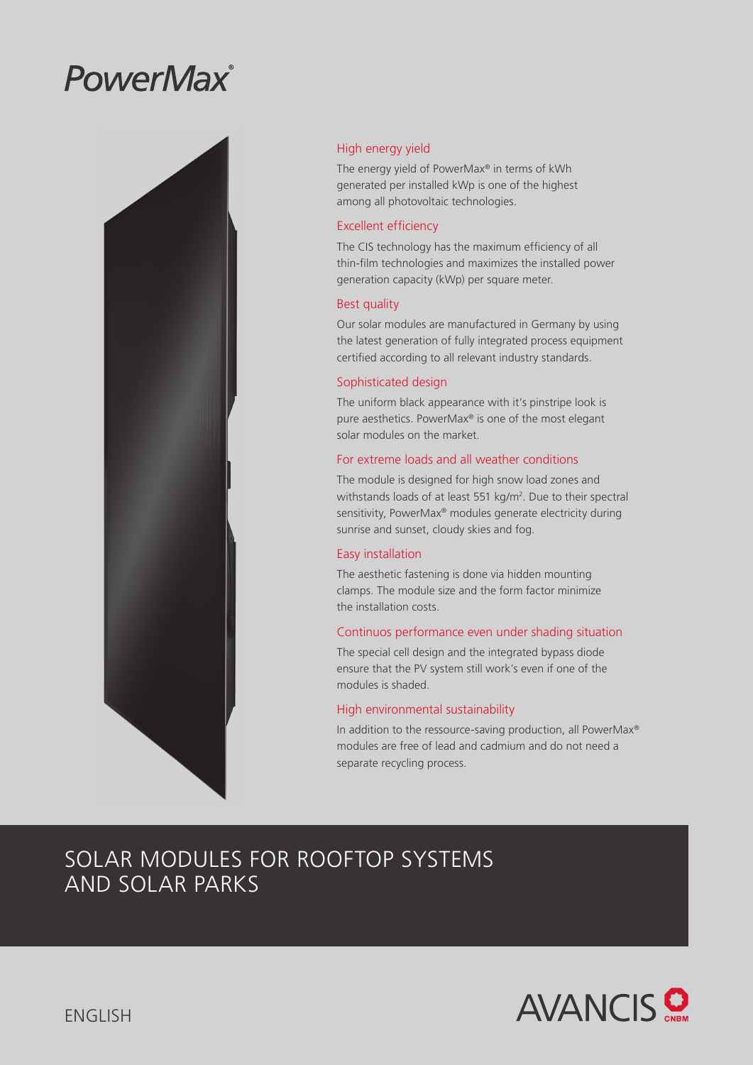# PowerMax®

## High energy yield

The energy yield of PowerMax® in terms of kWh generated per installed kWp is one of the highest among all photovoltaic technologies.

## Excellent efficiency

The CIS technology has the maximum efficiency of all thin-film technologies and maximizes the installed power generation capacity (kWp) per square meter.

## Best quality

Our solar modules are manufactured in Germany by using the latest generation of fully integrated process equipment certified according to all relevant industry standards.

## Sophisticated design

The uniform black appearance with it's pinstripe look is pure aesthetics. PowerMax® is one of the most elegant solar modules on the market.

## For extreme loads and all weather conditions

The module is designed for high snow load zones and withstands loads of at least 551 kg/m². Due to their spectral sensitivity, PowerMax® modules generate electricity during sunrise and sunset, cloudy skies and fog.

## Easy installation

The aesthetic fastening is done via hidden mounting clamps. The module size and the form factor minimize the installation costs.

## Continuos performance even under shading situation

The special cell design and the integrated bypass diode ensure that the PV system still work's even if one of the modules is shaded.

## High environmental sustainability

In addition to the ressource-saving production, all PowerMax® modules are free of lead and cadmium and do not need a separate recycling process.

# SOLAR MODULES FOR ROOFTOP SYSTEMS AND SOLAR PARKS

ENGLISH

AVANCIS CNBM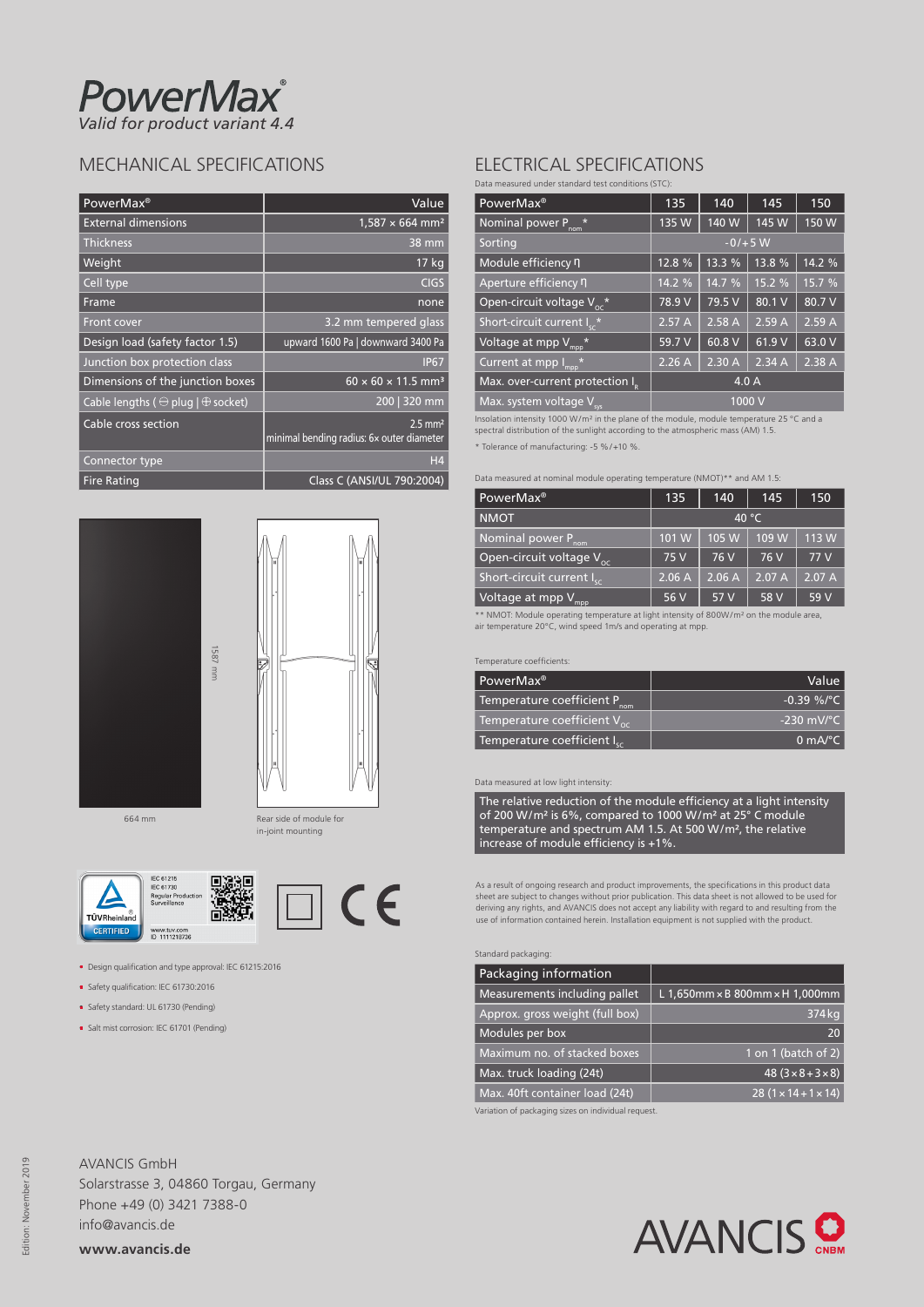# PowerMax®

*Valid for product variant 4.4*

## MECHANICAL SPECIFICATIONS

| PowerMax® | Value |
|---|---|
| External dimensions | 1,587 × 664 mm² |
| Thickness | 38 mm |
| Weight | 17 kg |
| Cell type | CIGS |
| Frame | none |
| Front cover | 3.2 mm tempered glass |
| Design load (safety factor 1.5) | upward 1600 Pa \| downward 3400 Pa |
| Junction box protection class | IP67 |
| Dimensions of the junction boxes | 60 × 60 × 11.5 mm³ |
| Cable lengths (⊖ plug \| ⊕ socket) | 200 \| 320 mm |
| Cable cross section | 2.5 mm² minimal bending radius: 6× outer diameter |
| Connector type | H4 |
| Fire Rating | Class C (ANSI/UL 790:2004) |

1587 mm

664 mm

Rear side of module for in-joint mounting

IEC 61215
IEC 61730
Regular Production Surveillance
TÜVRheinland CERTIFIED
www.tuv.com
ID 1111218736

- Design qualification and type approval: IEC 61215:2016
- Safety qualification: IEC 61730:2016
- Safety standard: UL 61730 (Pending)
- Salt mist corrosion: IEC 61701 (Pending)

## ELECTRICAL SPECIFICATIONS

Data measured under standard test conditions (STC):

| PowerMax® | 135 | 140 | 145 | 150 |
|---|---|---|---|---|
| Nominal power $P_{nom}$ * | 135 W | 140 W | 145 W | 150 W |
| Sorting | -0/+5 W | | | |
| Module efficiency η | 12.8 % | 13.3 % | 13.8 % | 14.2 % |
| Aperture efficiency η | 14.2 % | 14.7 % | 15.2 % | 15.7 % |
| Open-circuit voltage $V_{OC}$ * | 78.9 V | 79.5 V | 80.1 V | 80.7 V |
| Short-circuit current $I_{SC}$ * | 2.57 A | 2.58 A | 2.59 A | 2.59 A |
| Voltage at mpp $V_{mpp}$ * | 59.7 V | 60.8 V | 61.9 V | 63.0 V |
| Current at mpp $I_{mpp}$ * | 2.26 A | 2.30 A | 2.34 A | 2.38 A |
| Max. over-current protection $I_R$ | 4.0 A | | | |
| Max. system voltage $V_{sys}$ | 1000 V | | | |

Insolation intensity 1000 W/m² in the plane of the module, module temperature 25 °C and a spectral distribution of the sunlight according to the atmospheric mass (AM) 1.5.

* Tolerance of manufacturing: -5 %/+10 %.

Data measured at nominal module operating temperature (NMOT)** and AM 1.5:

| PowerMax® | 135 | 140 | 145 | 150 |
|---|---|---|---|---|
| NMOT | 40 °C | | | |
| Nominal power $P_{nom}$ | 101 W | 105 W | 109 W | 113 W |
| Open-circuit voltage $V_{OC}$ | 75 V | 76 V | 76 V | 77 V |
| Short-circuit current $I_{SC}$ | 2.06 A | 2.06 A | 2.07 A | 2.07 A |
| Voltage at mpp $V_{mpp}$ | 56 V | 57 V | 58 V | 59 V |

** NMOT: Module operating temperature at light intensity of 800W/m² on the module area, air temperature 20°C, wind speed 1m/s and operating at mpp.

Temperature coefficients:

| PowerMax® | Value |
|---|---|
| Temperature coefficient $P_{nom}$ | -0.39 %/°C |
| Temperature coefficient $V_{OC}$ | -230 mV/°C |
| Temperature coefficient $I_{SC}$ | 0 mA/°C |

Data measured at low light intensity:

The relative reduction of the module efficiency at a light intensity of 200 W/m² is 6%, compared to 1000 W/m² at 25° C module temperature and spectrum AM 1.5. At 500 W/m², the relative increase of module efficiency is +1%.

As a result of ongoing research and product improvements, the specifications in this product data sheet are subject to changes without prior publication. This data sheet is not allowed to be used for deriving any rights, and AVANCIS does not accept any liability with regard to and resulting from the use of information contained herein. Installation equipment is not supplied with the product.

Standard packaging:

| Packaging information | |
|---|---|
| Measurements including pallet | L 1,650mm × B 800mm × H 1,000mm |
| Approx. gross weight (full box) | 374kg |
| Modules per box | 20 |
| Maximum no. of stacked boxes | 1 on 1 (batch of 2) |
| Max. truck loading (24t) | 48 (3×8+3×8) |
| Max. 40ft container load (24t) | 28 (1×14+1×14) |

Variation of packaging sizes on individual request.

AVANCIS GmbH
Solarstrasse 3, 04860 Torgau, Germany
Phone +49 (0) 3421 7388-0
info@avancis.de
**www.avancis.de**

AVANCIS CNBM

Edition: November 2019